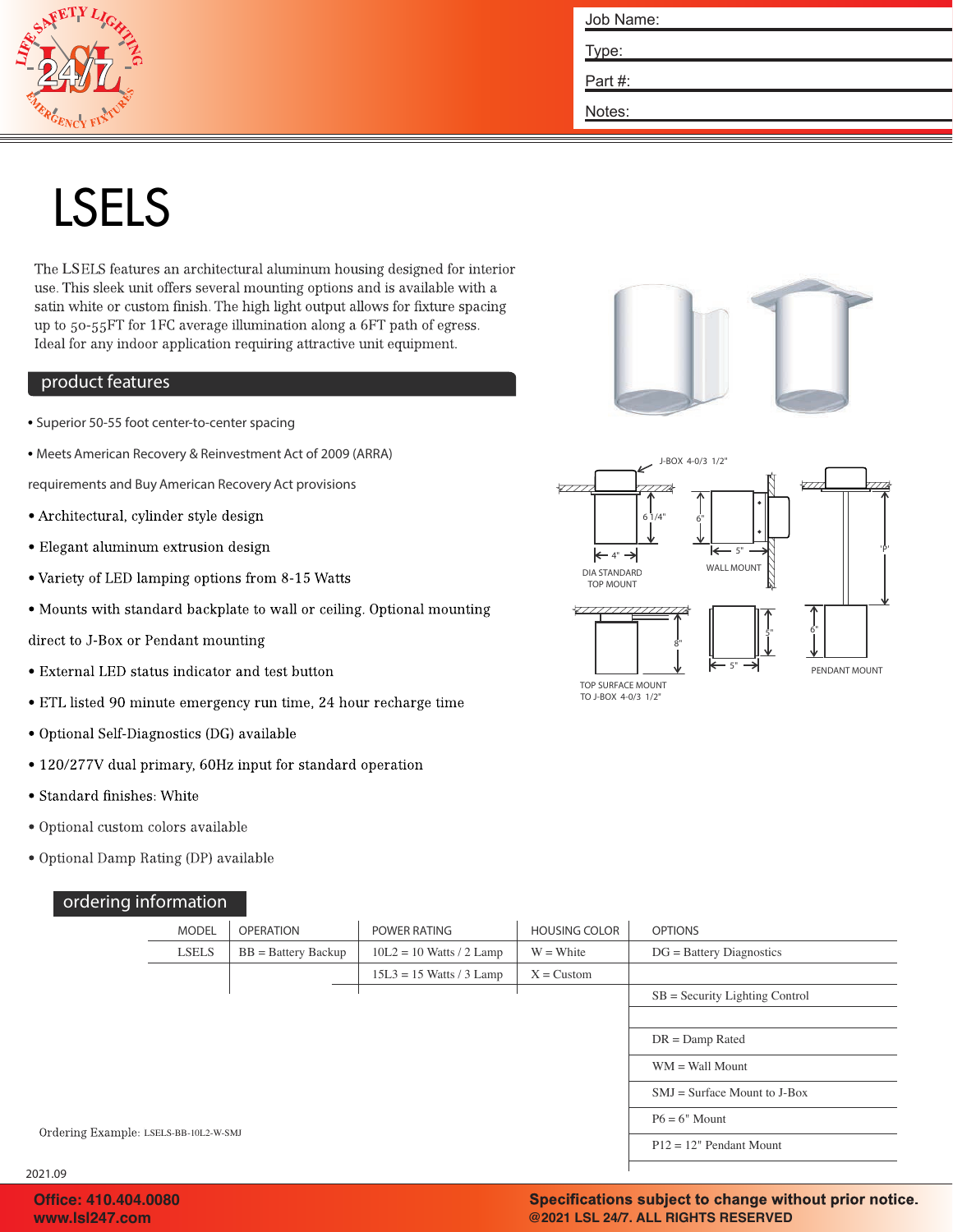Job Name:

Type:

Part #:

Notes:

# LSELS

The LSELS features an architectural aluminum housing designed for interior use. This sleek unit offers several mounting options and is available with a satin white or custom finish. The high light output allows for fixture spacing up to 50-55FT for 1FC average illumination along a 6FT path of egress. Ideal for any indoor application requiring attractive unit equipment.

## product features

- Superior 50-55 foot center-to-center spacing
- Meets American Recovery & Reinvestment Act of 2009 (ARRA) requirements and Buy American Recovery Act provisions
- Architectural, cylinder style design
- Elegant aluminum extrusion design
- Variety of LED lamping options from 8-15 Watts
- Mounts with standard backplate to wall or ceiling. Optional mounting direct to J-Box or Pendant mounting
- External LED status indicator and test button
- ETL listed 90 minute emergency run time, 24 hour recharge time
- Optional Self-Diagnostics (DG) available
- 120/277V dual primary, 60Hz input for standard operation
- Standard finishes: White
- Optional custom colors available
- Optional Damp Rating (DP) available

J-BOX 4-0/3 1/2"

6 1/4" | 4" | DIA STANDARD TOP MOUNT

6" | 5" | WALL MOUNT

'P' | 6" | PENDANT MOUNT

8" | TOP SURFACE MOUNT TO J-BOX 4-0/3 1/2"

5" | 5"

## ordering information

| MODEL | OPERATION | POWER RATING | HOUSING COLOR | OPTIONS |
|---|---|---|---|---|
| LSELS | BB = Battery Backup | 10L2 = 10 Watts / 2 Lamp | W = White | DG = Battery Diagnostics |
| | | 15L3 = 15 Watts / 3 Lamp | X = Custom | |
| | | | | SB = Security Lighting Control |
| | | | | |
| | | | | DR = Damp Rated |
| | | | | WM = Wall Mount |
| | | | | SMJ = Surface Mount to J-Box |
| | | | | P6 = 6" Mount |
| | | | | P12 = 12" Pendant Mount |

Ordering Example: LSELS-BB-10L2-W-SMJ

2021.09

Office: 410.404.0080
www.lsl247.com

Specifications subject to change without prior notice.
@2021 LSL 24/7. ALL RIGHTS RESERVED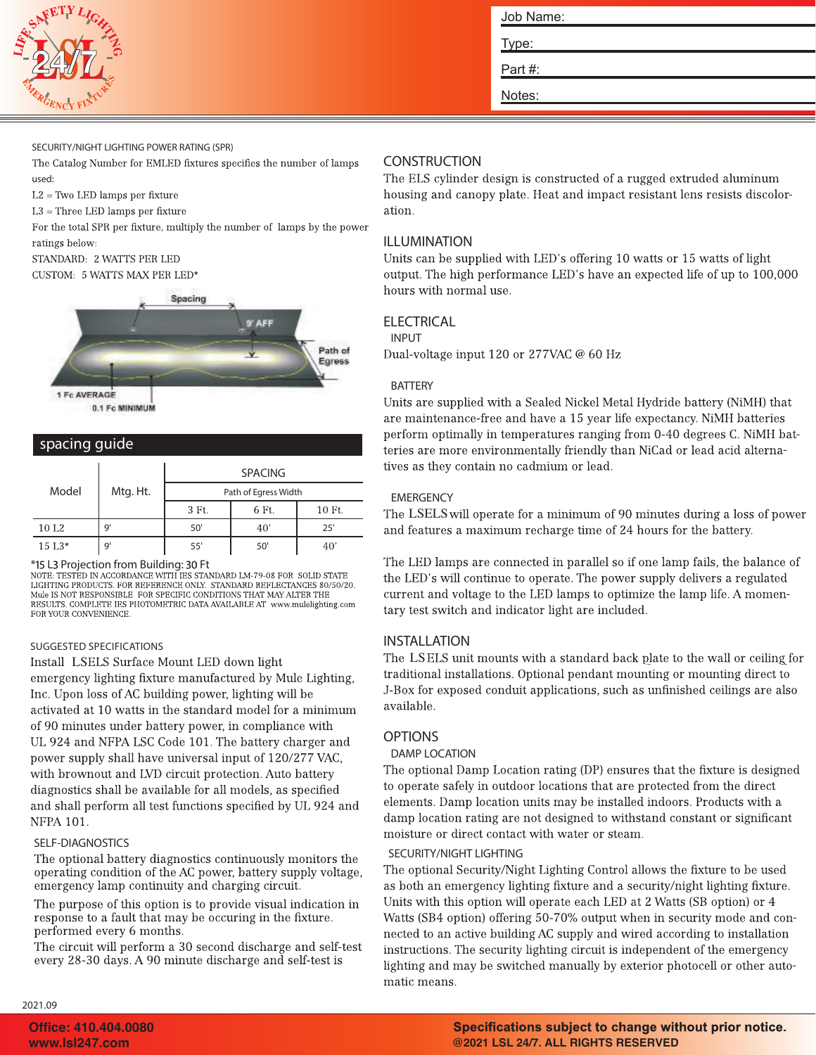Job Name:

Type:

Part #:

Notes:

SECURITY/NIGHT LIGHTING POWER RATING (SPR)

The Catalog Number for EMLED fixtures specifies the number of lamps used:

L2 = Two LED lamps per fixture

L3 = Three LED lamps per fixture

For the total SPR per fixture, multiply the number of lamps by the power ratings below:

STANDARD: 2 WATTS PER LED

CUSTOM: 5 WATTS MAX PER LED*

Spacing

9' AFF

Path of Egress

1 Fc AVERAGE

0.1 Fc MINIMUM

## spacing guide

| Model | Mtg. Ht. | SPACING | | |
|---|---|---|---|---|
| | | Path of Egress Width | | |
| | | 3 Ft. | 6 Ft. | 10 Ft. |
| 10 L2 | 9' | 50' | 40' | 25' |
| 15 L3* | 9' | 55' | 50' | 40' |

*15 L3 Projection from Building: 30 Ft

NOTE: TESTED IN ACCORDANCE WITH IES STANDARD LM-79-08 FOR SOLID STATE LIGHTING PRODUCTS. FOR REFERENCE ONLY. STANDARD REFLECTANCES 80/50/20. Mule IS NOT RESPONSIBLE FOR SPECIFIC CONDITIONS THAT MAY ALTER THE RESULTS. COMPLETE IES PHOTOMETRIC DATA AVAILABLE AT www.mulelighting.com FOR YOUR CONVENIENCE.

SUGGESTED SPECIFICATIONS

Install LSELS Surface Mount LED down light emergency lighting fixture manufactured by Mule Lighting, Inc. Upon loss of AC building power, lighting will be activated at 10 watts in the standard model for a minimum of 90 minutes under battery power, in compliance with UL 924 and NFPA LSC Code 101. The battery charger and power supply shall have universal input of 120/277 VAC, with brownout and LVD circuit protection. Auto battery diagnostics shall be available for all models, as specified and shall perform all test functions specified by UL 924 and NFPA 101.

SELF-DIAGNOSTICS

The optional battery diagnostics continuously monitors the operating condition of the AC power, battery supply voltage, emergency lamp continuity and charging circuit.

The purpose of this option is to provide visual indication in response to a fault that may be occuring in the fixture. performed every 6 months.

The circuit will perform a 30 second discharge and self-test every 28-30 days. A 90 minute discharge and self-test is

## CONSTRUCTION

The ELS cylinder design is constructed of a rugged extruded aluminum housing and canopy plate. Heat and impact resistant lens resists discoloration.

## ILLUMINATION

Units can be supplied with LED's offering 10 watts or 15 watts of light output. The high performance LED's have an expected life of up to 100,000 hours with normal use.

## ELECTRICAL

INPUT

Dual-voltage input 120 or 277VAC @ 60 Hz

BATTERY

Units are supplied with a Sealed Nickel Metal Hydride battery (NiMH) that are maintenance-free and have a 15 year life expectancy. NiMH batteries perform optimally in temperatures ranging from 0-40 degrees C. NiMH batteries are more environmentally friendly than NiCad or lead acid alternatives as they contain no cadmium or lead.

EMERGENCY

The LSELS will operate for a minimum of 90 minutes during a loss of power and features a maximum recharge time of 24 hours for the battery.

The LED lamps are connected in parallel so if one lamp fails, the balance of the LED's will continue to operate. The power supply delivers a regulated current and voltage to the LED lamps to optimize the lamp life. A momentary test switch and indicator light are included.

## INSTALLATION

The LSELS unit mounts with a standard back plate to the wall or ceiling for traditional installations. Optional pendant mounting or mounting direct to J-Box for exposed conduit applications, such as unfinished ceilings are also available.

## OPTIONS

DAMP LOCATION

The optional Damp Location rating (DP) ensures that the fixture is designed to operate safely in outdoor locations that are protected from the direct elements. Damp location units may be installed indoors. Products with a damp location rating are not designed to withstand constant or significant moisture or direct contact with water or steam.

SECURITY/NIGHT LIGHTING

The optional Security/Night Lighting Control allows the fixture to be used as both an emergency lighting fixture and a security/night lighting fixture. Units with this option will operate each LED at 2 Watts (SB option) or 4 Watts (SB4 option) offering 50-70% output when in security mode and connected to an active building AC supply and wired according to installation instructions. The security lighting circuit is independent of the emergency lighting and may be switched manually by exterior photocell or other automatic means.

2021.09

Office: 410.404.0080
www.lsl247.com

Specifications subject to change without prior notice.
@2021 LSL 24/7. ALL RIGHTS RESERVED